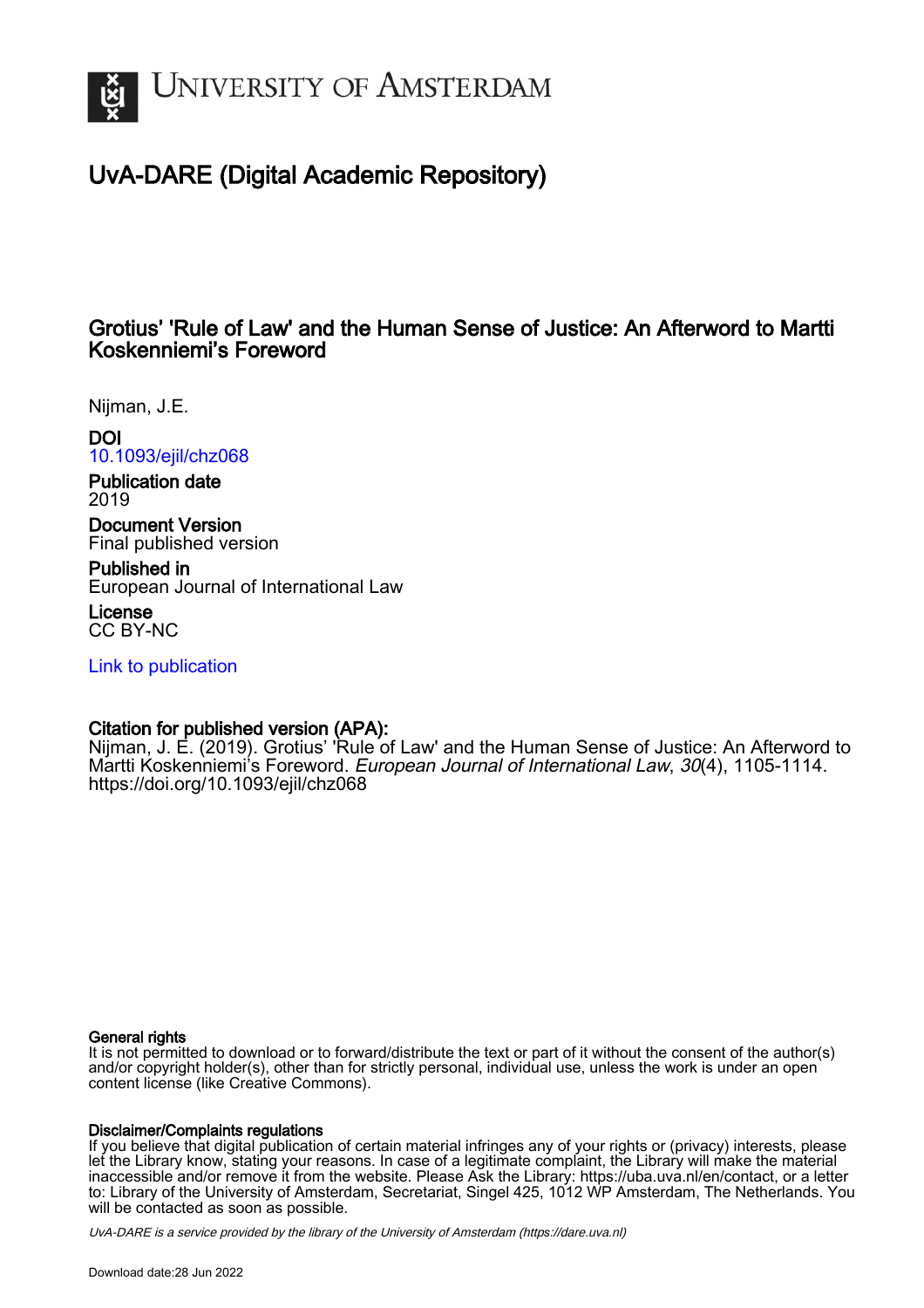# UvA-DARE (Digital Academic Repository)

## Grotius' 'Rule of Law' and the Human Sense of Justice: An Afterword to Martti Koskenniemi's Foreword

Nijman, J.E.

**DOI**
10.1093/ejil/chz068

**Publication date**
2019

**Document Version**
Final published version

**Published in**
European Journal of International Law

**License**
CC BY-NC

Link to publication

**Citation for published version (APA):**
Nijman, J. E. (2019). Grotius' 'Rule of Law' and the Human Sense of Justice: An Afterword to Martti Koskenniemi's Foreword. *European Journal of International Law*, *30*(4), 1105-1114. https://doi.org/10.1093/ejil/chz068

**General rights**
It is not permitted to download or to forward/distribute the text or part of it without the consent of the author(s) and/or copyright holder(s), other than for strictly personal, individual use, unless the work is under an open content license (like Creative Commons).

**Disclaimer/Complaints regulations**
If you believe that digital publication of certain material infringes any of your rights or (privacy) interests, please let the Library know, stating your reasons. In case of a legitimate complaint, the Library will make the material inaccessible and/or remove it from the website. Please Ask the Library: https://uba.uva.nl/en/contact, or a letter to: Library of the University of Amsterdam, Secretariat, Singel 425, 1012 WP Amsterdam, The Netherlands. You will be contacted as soon as possible.

*UvA-DARE is a service provided by the library of the University of Amsterdam (https://dare.uva.nl)*

Download date:28 Jun 2022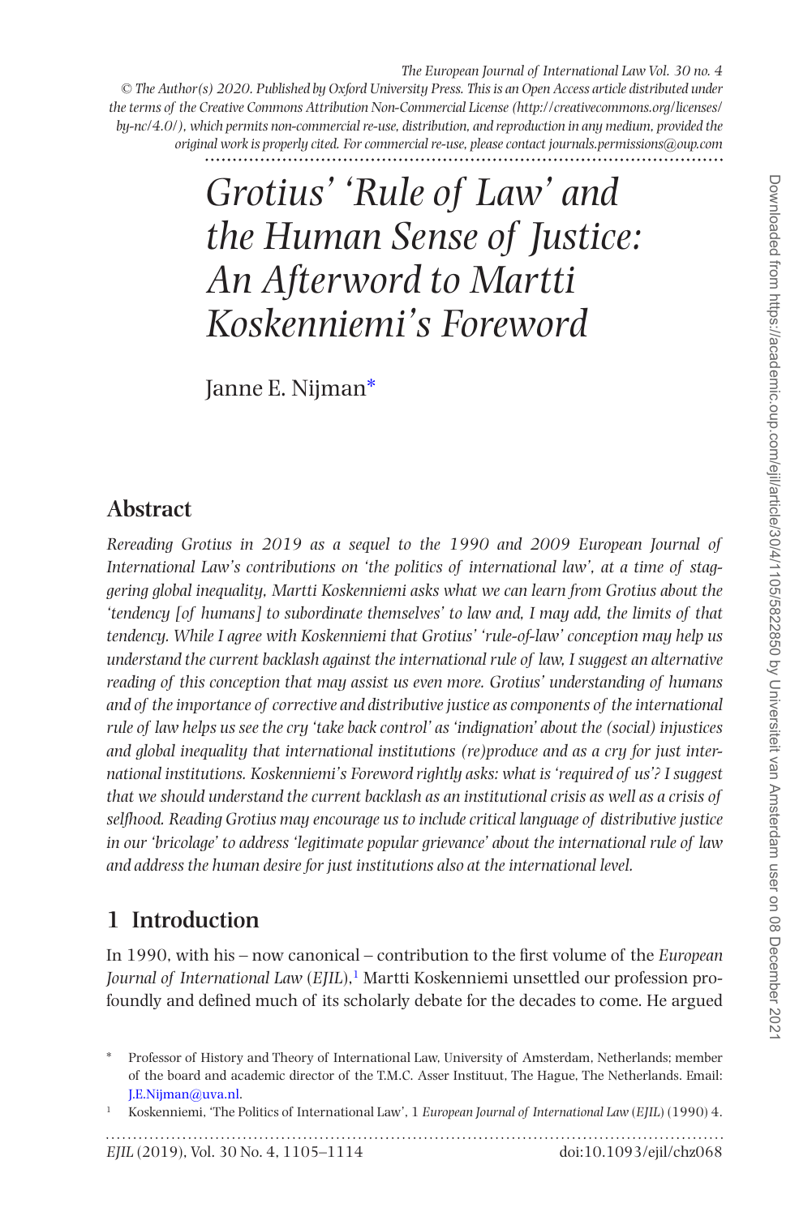# Grotius' 'Rule of Law' and the Human Sense of Justice: An Afterword to Martti Koskenniemi's Foreword

Janne E. Nijman*

## Abstract

*Rereading Grotius in 2019 as a sequel to the 1990 and 2009 European Journal of International Law's contributions on 'the politics of international law', at a time of staggering global inequality, Martti Koskenniemi asks what we can learn from Grotius about the 'tendency [of humans] to subordinate themselves' to law and, I may add, the limits of that tendency. While I agree with Koskenniemi that Grotius' 'rule-of-law' conception may help us understand the current backlash against the international rule of law, I suggest an alternative reading of this conception that may assist us even more. Grotius' understanding of humans and of the importance of corrective and distributive justice as components of the international rule of law helps us see the cry 'take back control' as 'indignation' about the (social) injustices and global inequality that international institutions (re)produce and as a cry for just international institutions. Koskenniemi's Foreword rightly asks: what is 'required of us'? I suggest that we should understand the current backlash as an institutional crisis as well as a crisis of selfhood. Reading Grotius may encourage us to include critical language of distributive justice in our 'bricolage' to address 'legitimate popular grievance' about the international rule of law and address the human desire for just institutions also at the international level.*

## 1 Introduction

In 1990, with his – now canonical – contribution to the first volume of the *European Journal of International Law* (*EJIL*),[1] Martti Koskenniemi unsettled our profession profoundly and defined much of its scholarly debate for the decades to come. He argued

---

\* Professor of History and Theory of International Law, University of Amsterdam, Netherlands; member of the board and academic director of the T.M.C. Asser Instituut, The Hague, The Netherlands. Email: J.E.Nijman@uva.nl.

[1] Koskenniemi, 'The Politics of International Law', 1 *European Journal of International Law* (*EJIL*) (1990) 4.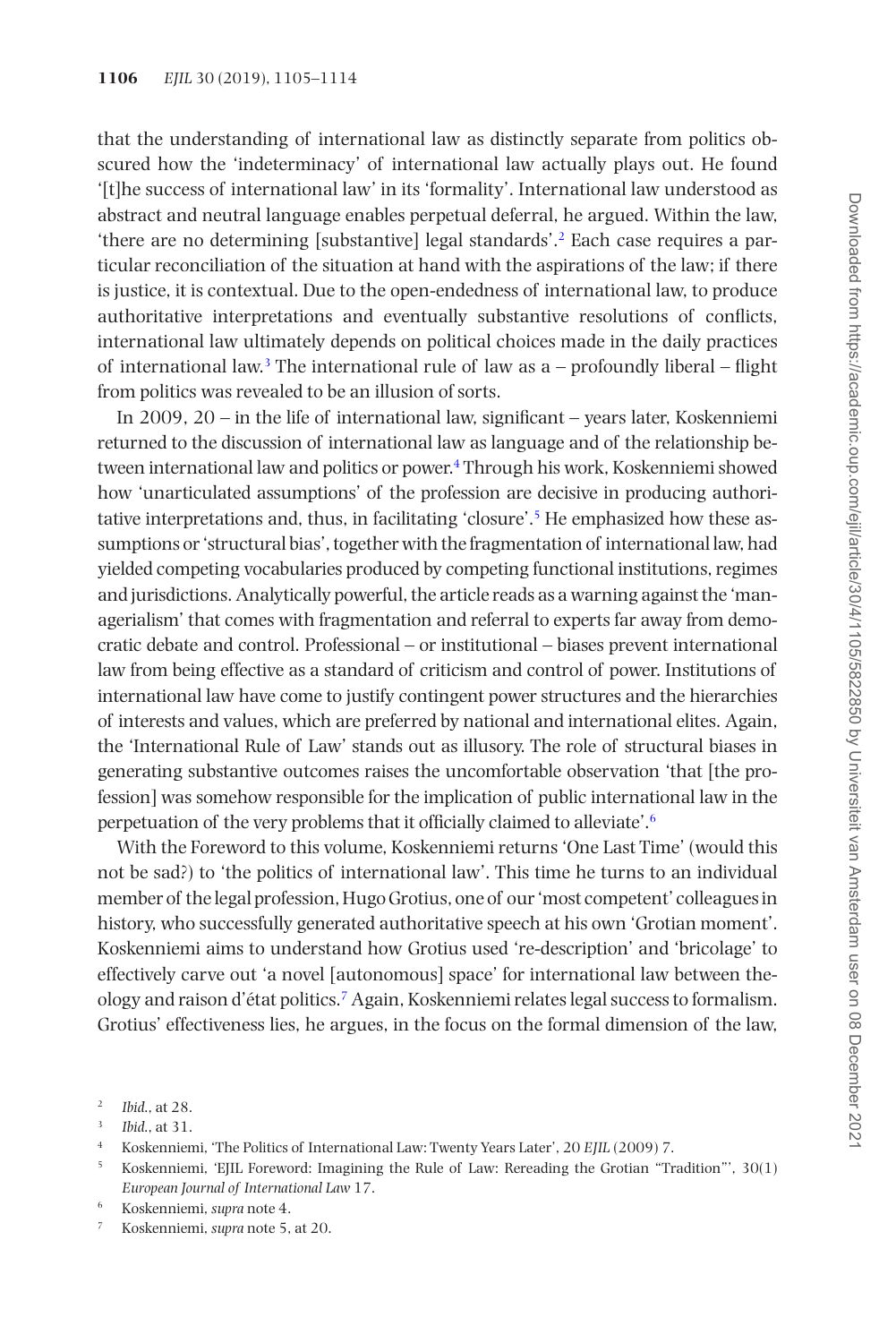that the understanding of international law as distinctly separate from politics obscured how the 'indeterminacy' of international law actually plays out. He found '[t]he success of international law' in its 'formality'. International law understood as abstract and neutral language enables perpetual deferral, he argued. Within the law, 'there are no determining [substantive] legal standards'.[2] Each case requires a particular reconciliation of the situation at hand with the aspirations of the law; if there is justice, it is contextual. Due to the open-endedness of international law, to produce authoritative interpretations and eventually substantive resolutions of conflicts, international law ultimately depends on political choices made in the daily practices of international law.[3] The international rule of law as a – profoundly liberal – flight from politics was revealed to be an illusion of sorts.

In 2009, 20 – in the life of international law, significant – years later, Koskenniemi returned to the discussion of international law as language and of the relationship between international law and politics or power.[4] Through his work, Koskenniemi showed how 'unarticulated assumptions' of the profession are decisive in producing authoritative interpretations and, thus, in facilitating 'closure'.[5] He emphasized how these assumptions or 'structural bias', together with the fragmentation of international law, had yielded competing vocabularies produced by competing functional institutions, regimes and jurisdictions. Analytically powerful, the article reads as a warning against the 'managerialism' that comes with fragmentation and referral to experts far away from democratic debate and control. Professional – or institutional – biases prevent international law from being effective as a standard of criticism and control of power. Institutions of international law have come to justify contingent power structures and the hierarchies of interests and values, which are preferred by national and international elites. Again, the 'International Rule of Law' stands out as illusory. The role of structural biases in generating substantive outcomes raises the uncomfortable observation 'that [the profession] was somehow responsible for the implication of public international law in the perpetuation of the very problems that it officially claimed to alleviate'.[6]

With the Foreword to this volume, Koskenniemi returns 'One Last Time' (would this not be sad?) to 'the politics of international law'. This time he turns to an individual member of the legal profession, Hugo Grotius, one of our 'most competent' colleagues in history, who successfully generated authoritative speech at his own 'Grotian moment'. Koskenniemi aims to understand how Grotius used 're-description' and 'bricolage' to effectively carve out 'a novel [autonomous] space' for international law between theology and raison d'état politics.[7] Again, Koskenniemi relates legal success to formalism. Grotius' effectiveness lies, he argues, in the focus on the formal dimension of the law,

[2] *Ibid.*, at 28.

[3] *Ibid.*, at 31.

[4] Koskenniemi, 'The Politics of International Law: Twenty Years Later', 20 *EJIL* (2009) 7.

[5] Koskenniemi, 'EJIL Foreword: Imagining the Rule of Law: Rereading the Grotian "Tradition"', 30(1) *European Journal of International Law* 17.

[6] Koskenniemi, *supra* note 4.

[7] Koskenniemi, *supra* note 5, at 20.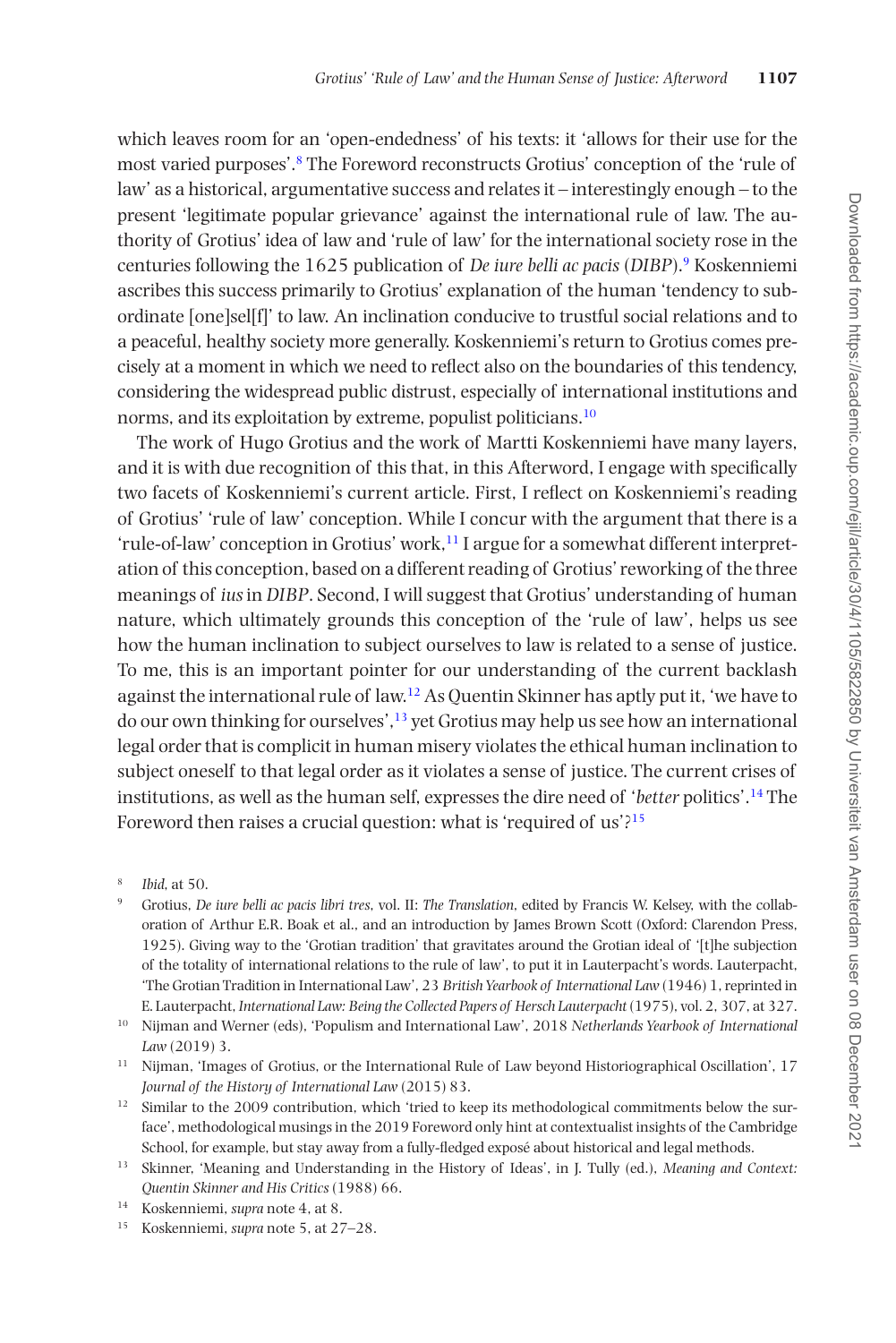which leaves room for an 'open-endedness' of his texts: it 'allows for their use for the most varied purposes'.[8] The Foreword reconstructs Grotius' conception of the 'rule of law' as a historical, argumentative success and relates it – interestingly enough – to the present 'legitimate popular grievance' against the international rule of law. The authority of Grotius' idea of law and 'rule of law' for the international society rose in the centuries following the 1625 publication of *De iure belli ac pacis* (*DIBP*).[9] Koskenniemi ascribes this success primarily to Grotius' explanation of the human 'tendency to subordinate [one]sel[f]' to law. An inclination conducive to trustful social relations and to a peaceful, healthy society more generally. Koskenniemi's return to Grotius comes precisely at a moment in which we need to reflect also on the boundaries of this tendency, considering the widespread public distrust, especially of international institutions and norms, and its exploitation by extreme, populist politicians.[10]

The work of Hugo Grotius and the work of Martti Koskenniemi have many layers, and it is with due recognition of this that, in this Afterword, I engage with specifically two facets of Koskenniemi's current article. First, I reflect on Koskenniemi's reading of Grotius' 'rule of law' conception. While I concur with the argument that there is a 'rule-of-law' conception in Grotius' work,[11] I argue for a somewhat different interpretation of this conception, based on a different reading of Grotius' reworking of the three meanings of *ius* in *DIBP*. Second, I will suggest that Grotius' understanding of human nature, which ultimately grounds this conception of the 'rule of law', helps us see how the human inclination to subject ourselves to law is related to a sense of justice. To me, this is an important pointer for our understanding of the current backlash against the international rule of law.[12] As Quentin Skinner has aptly put it, 'we have to do our own thinking for ourselves',[13] yet Grotius may help us see how an international legal order that is complicit in human misery violates the ethical human inclination to subject oneself to that legal order as it violates a sense of justice. The current crises of institutions, as well as the human self, expresses the dire need of '*better* politics'.[14] The Foreword then raises a crucial question: what is 'required of us'?[15]

[8] *Ibid*, at 50.

[9] Grotius, *De iure belli ac pacis libri tres*, vol. II: *The Translation*, edited by Francis W. Kelsey, with the collaboration of Arthur E.R. Boak et al., and an introduction by James Brown Scott (Oxford: Clarendon Press, 1925). Giving way to the 'Grotian tradition' that gravitates around the Grotian ideal of '[t]he subjection of the totality of international relations to the rule of law', to put it in Lauterpacht's words. Lauterpacht, 'The Grotian Tradition in International Law', 23 *British Yearbook of International Law* (1946) 1, reprinted in E. Lauterpacht, *International Law: Being the Collected Papers of Hersch Lauterpacht* (1975), vol. 2, 307, at 327.

[10] Nijman and Werner (eds), 'Populism and International Law', 2018 *Netherlands Yearbook of International Law* (2019) 3.

[11] Nijman, 'Images of Grotius, or the International Rule of Law beyond Historiographical Oscillation', 17 *Journal of the History of International Law* (2015) 83.

[12] Similar to the 2009 contribution, which 'tried to keep its methodological commitments below the surface', methodological musings in the 2019 Foreword only hint at contextualist insights of the Cambridge School, for example, but stay away from a fully-fledged exposé about historical and legal methods.

[13] Skinner, 'Meaning and Understanding in the History of Ideas', in J. Tully (ed.), *Meaning and Context: Quentin Skinner and His Critics* (1988) 66.

[14] Koskenniemi, *supra* note 4, at 8.

[15] Koskenniemi, *supra* note 5, at 27–28.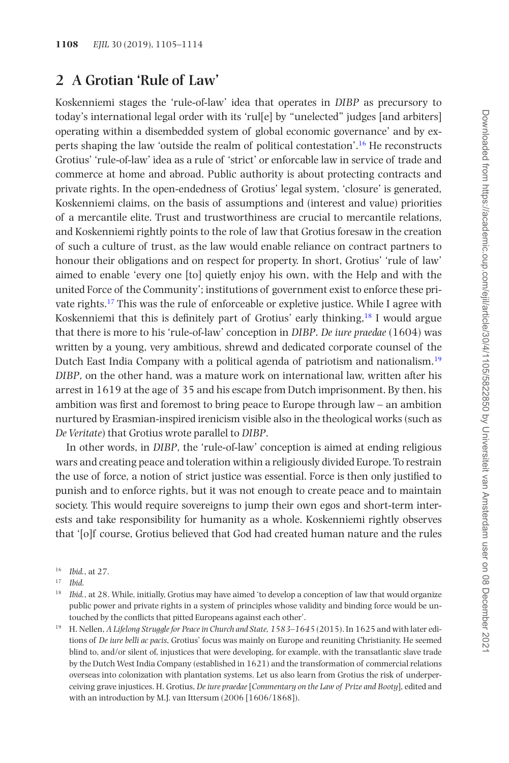## 2 A Grotian 'Rule of Law'

Koskenniemi stages the 'rule-of-law' idea that operates in *DIBP* as precursory to today's international legal order with its 'rul[e] by "unelected" judges [and arbiters] operating within a disembedded system of global economic governance' and by experts shaping the law 'outside the realm of political contestation'.[16] He reconstructs Grotius' 'rule-of-law' idea as a rule of 'strict' or enforcable law in service of trade and commerce at home and abroad. Public authority is about protecting contracts and private rights. In the open-endedness of Grotius' legal system, 'closure' is generated, Koskenniemi claims, on the basis of assumptions and (interest and value) priorities of a mercantile elite. Trust and trustworthiness are crucial to mercantile relations, and Koskenniemi rightly points to the role of law that Grotius foresaw in the creation of such a culture of trust, as the law would enable reliance on contract partners to honour their obligations and on respect for property. In short, Grotius' 'rule of law' aimed to enable 'every one [to] quietly enjoy his own, with the Help and with the united Force of the Community'; institutions of government exist to enforce these private rights.[17] This was the rule of enforceable or expletive justice. While I agree with Koskenniemi that this is definitely part of Grotius' early thinking,[18] I would argue that there is more to his 'rule-of-law' conception in *DIBP*. *De iure praedae* (1604) was written by a young, very ambitious, shrewd and dedicated corporate counsel of the Dutch East India Company with a political agenda of patriotism and nationalism.[19] *DIBP*, on the other hand, was a mature work on international law, written after his arrest in 1619 at the age of 35 and his escape from Dutch imprisonment. By then, his ambition was first and foremost to bring peace to Europe through law – an ambition nurtured by Erasmian-inspired irenicism visible also in the theological works (such as *De Veritate*) that Grotius wrote parallel to *DIBP*.

In other words, in *DIBP*, the 'rule-of-law' conception is aimed at ending religious wars and creating peace and toleration within a religiously divided Europe. To restrain the use of force, a notion of strict justice was essential. Force is then only justified to punish and to enforce rights, but it was not enough to create peace and to maintain society. This would require sovereigns to jump their own egos and short-term interests and take responsibility for humanity as a whole. Koskenniemi rightly observes that '[o]f course, Grotius believed that God had created human nature and the rules

[16] *Ibid.*, at 27.

[17] *Ibid.*

[18] *Ibid.*, at 28. While, initially, Grotius may have aimed 'to develop a conception of law that would organize public power and private rights in a system of principles whose validity and binding force would be untouched by the conflicts that pitted Europeans against each other'.

[19] H. Nellen, *A Lifelong Struggle for Peace in Church and State, 1583–1645* (2015). In 1625 and with later editions of *De iure belli ac pacis*, Grotius' focus was mainly on Europe and reuniting Christianity. He seemed blind to, and/or silent of, injustices that were developing, for example, with the transatlantic slave trade by the Dutch West India Company (established in 1621) and the transformation of commercial relations overseas into colonization with plantation systems. Let us also learn from Grotius the risk of underperceiving grave injustices. H. Grotius, *De iure praedae* [*Commentary on the Law of Prize and Booty*], edited and with an introduction by M.J. van Ittersum (2006 [1606/1868]).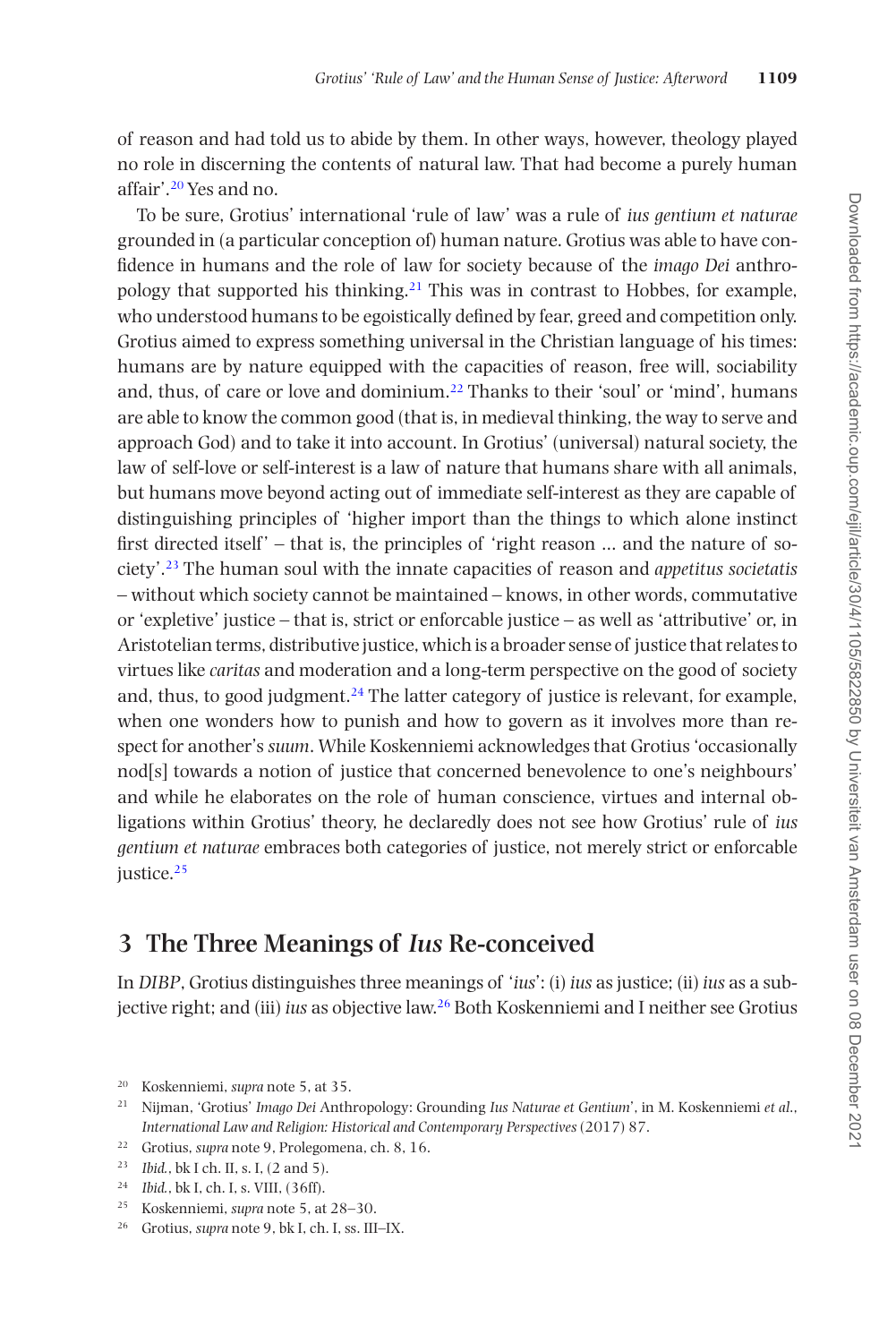of reason and had told us to abide by them. In other ways, however, theology played no role in discerning the contents of natural law. That had become a purely human affair'.[20] Yes and no.

To be sure, Grotius' international 'rule of law' was a rule of *ius gentium et naturae* grounded in (a particular conception of) human nature. Grotius was able to have confidence in humans and the role of law for society because of the *imago Dei* anthropology that supported his thinking.[21] This was in contrast to Hobbes, for example, who understood humans to be egoistically defined by fear, greed and competition only. Grotius aimed to express something universal in the Christian language of his times: humans are by nature equipped with the capacities of reason, free will, sociability and, thus, of care or love and dominium.[22] Thanks to their 'soul' or 'mind', humans are able to know the common good (that is, in medieval thinking, the way to serve and approach God) and to take it into account. In Grotius' (universal) natural society, the law of self-love or self-interest is a law of nature that humans share with all animals, but humans move beyond acting out of immediate self-interest as they are capable of distinguishing principles of 'higher import than the things to which alone instinct first directed itself' – that is, the principles of 'right reason … and the nature of society'.[23] The human soul with the innate capacities of reason and *appetitus societatis* – without which society cannot be maintained – knows, in other words, commutative or 'expletive' justice – that is, strict or enforcable justice – as well as 'attributive' or, in Aristotelian terms, distributive justice, which is a broader sense of justice that relates to virtues like *caritas* and moderation and a long-term perspective on the good of society and, thus, to good judgment.[24] The latter category of justice is relevant, for example, when one wonders how to punish and how to govern as it involves more than respect for another's *suum*. While Koskenniemi acknowledges that Grotius 'occasionally nod[s] towards a notion of justice that concerned benevolence to one's neighbours' and while he elaborates on the role of human conscience, virtues and internal obligations within Grotius' theory, he declaredly does not see how Grotius' rule of *ius gentium et naturae* embraces both categories of justice, not merely strict or enforcable justice.[25]

## 3 The Three Meanings of *Ius* Re-conceived

In *DIBP*, Grotius distinguishes three meanings of '*ius*': (i) *ius* as justice; (ii) *ius* as a subjective right; and (iii) *ius* as objective law.[26] Both Koskenniemi and I neither see Grotius

---

[20] Koskenniemi, *supra* note 5, at 35.

[21] Nijman, 'Grotius' *Imago Dei* Anthropology: Grounding *Ius Naturae et Gentium*', in M. Koskenniemi *et al.*, *International Law and Religion: Historical and Contemporary Perspectives* (2017) 87.

[22] Grotius, *supra* note 9, Prolegomena, ch. 8, 16.

[23] *Ibid.*, bk I ch. II, s. I, (2 and 5).

[24] *Ibid.*, bk I, ch. I, s. VIII, (36ff).

[25] Koskenniemi, *supra* note 5, at 28–30.

[26] Grotius, *supra* note 9, bk I, ch. I, ss. III–IX.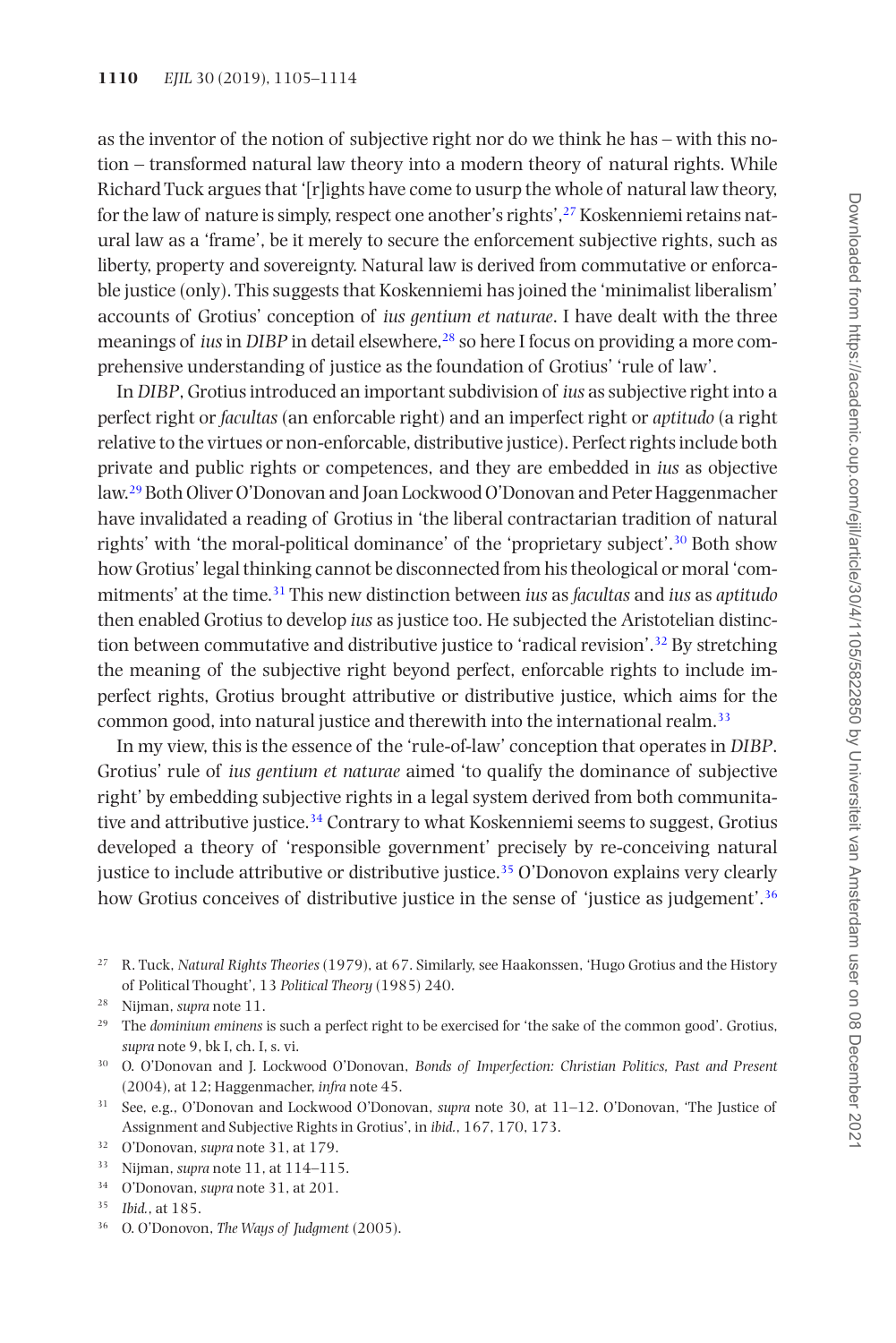as the inventor of the notion of subjective right nor do we think he has – with this notion – transformed natural law theory into a modern theory of natural rights. While Richard Tuck argues that '[r]ights have come to usurp the whole of natural law theory, for the law of nature is simply, respect one another's rights',[27] Koskenniemi retains natural law as a 'frame', be it merely to secure the enforcement subjective rights, such as liberty, property and sovereignty. Natural law is derived from commutative or enforcable justice (only). This suggests that Koskenniemi has joined the 'minimalist liberalism' accounts of Grotius' conception of *ius gentium et naturae*. I have dealt with the three meanings of *ius* in *DIBP* in detail elsewhere,[28] so here I focus on providing a more comprehensive understanding of justice as the foundation of Grotius' 'rule of law'.

In *DIBP*, Grotius introduced an important subdivision of *ius* as subjective right into a perfect right or *facultas* (an enforcable right) and an imperfect right or *aptitudo* (a right relative to the virtues or non-enforcable, distributive justice). Perfect rights include both private and public rights or competences, and they are embedded in *ius* as objective law.[29] Both Oliver O'Donovan and Joan Lockwood O'Donovan and Peter Haggenmacher have invalidated a reading of Grotius in 'the liberal contractarian tradition of natural rights' with 'the moral-political dominance' of the 'proprietary subject'.[30] Both show how Grotius' legal thinking cannot be disconnected from his theological or moral 'commitments' at the time.[31] This new distinction between *ius* as *facultas* and *ius* as *aptitudo* then enabled Grotius to develop *ius* as justice too. He subjected the Aristotelian distinction between commutative and distributive justice to 'radical revision'.[32] By stretching the meaning of the subjective right beyond perfect, enforcable rights to include imperfect rights, Grotius brought attributive or distributive justice, which aims for the common good, into natural justice and therewith into the international realm.[33]

In my view, this is the essence of the 'rule-of-law' conception that operates in *DIBP*. Grotius' rule of *ius gentium et naturae* aimed 'to qualify the dominance of subjective right' by embedding subjective rights in a legal system derived from both communitative and attributive justice.[34] Contrary to what Koskenniemi seems to suggest, Grotius developed a theory of 'responsible government' precisely by re-conceiving natural justice to include attributive or distributive justice.[35] O'Donovon explains very clearly how Grotius conceives of distributive justice in the sense of 'justice as judgement'.[36]

---

[27] R. Tuck, *Natural Rights Theories* (1979), at 67. Similarly, see Haakonssen, 'Hugo Grotius and the History of Political Thought', 13 *Political Theory* (1985) 240.

[28] Nijman, *supra* note 11.

[29] The *dominium eminens* is such a perfect right to be exercised for 'the sake of the common good'. Grotius, *supra* note 9, bk I, ch. I, s. vi.

[30] O. O'Donovan and J. Lockwood O'Donovan, *Bonds of Imperfection: Christian Politics, Past and Present* (2004), at 12; Haggenmacher, *infra* note 45.

[31] See, e.g., O'Donovan and Lockwood O'Donovan, *supra* note 30, at 11–12. O'Donovan, 'The Justice of Assignment and Subjective Rights in Grotius', in *ibid.*, 167, 170, 173.

[32] O'Donovan, *supra* note 31, at 179.

[33] Nijman, *supra* note 11, at 114–115.

[34] O'Donovan, *supra* note 31, at 201.

[35] *Ibid.*, at 185.

[36] O. O'Donovon, *The Ways of Judgment* (2005).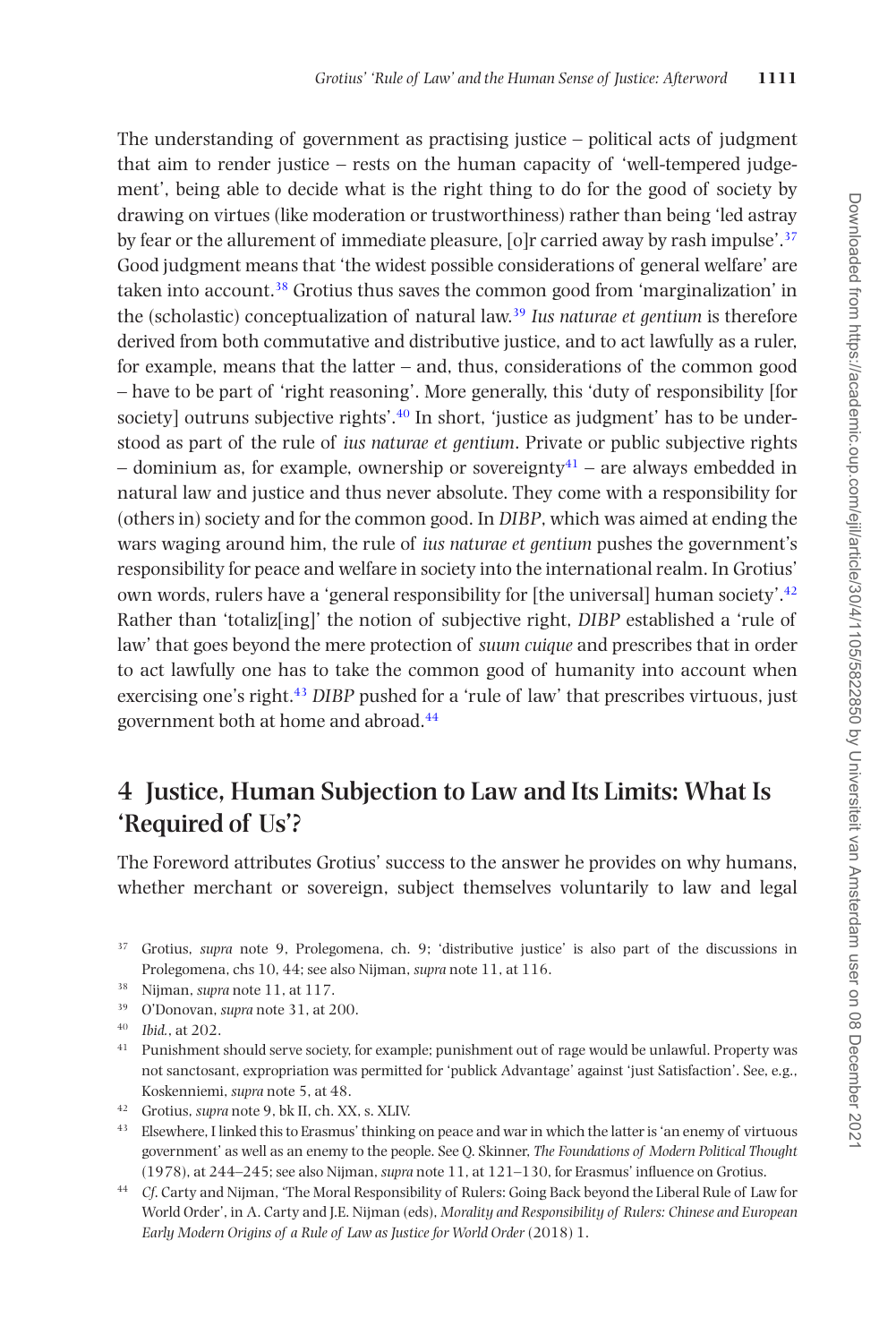The understanding of government as practising justice – political acts of judgment that aim to render justice – rests on the human capacity of 'well-tempered judgement', being able to decide what is the right thing to do for the good of society by drawing on virtues (like moderation or trustworthiness) rather than being 'led astray by fear or the allurement of immediate pleasure, [o]r carried away by rash impulse'.[37] Good judgment means that 'the widest possible considerations of general welfare' are taken into account.[38] Grotius thus saves the common good from 'marginalization' in the (scholastic) conceptualization of natural law.[39] *Ius naturae et gentium* is therefore derived from both commutative and distributive justice, and to act lawfully as a ruler, for example, means that the latter – and, thus, considerations of the common good – have to be part of 'right reasoning'. More generally, this 'duty of responsibility [for society] outruns subjective rights'.[40] In short, 'justice as judgment' has to be understood as part of the rule of *ius naturae et gentium*. Private or public subjective rights – dominium as, for example, ownership or sovereignty[41] – are always embedded in natural law and justice and thus never absolute. They come with a responsibility for (others in) society and for the common good. In *DIBP*, which was aimed at ending the wars waging around him, the rule of *ius naturae et gentium* pushes the government's responsibility for peace and welfare in society into the international realm. In Grotius' own words, rulers have a 'general responsibility for [the universal] human society'.[42] Rather than 'totaliz[ing]' the notion of subjective right, *DIBP* established a 'rule of law' that goes beyond the mere protection of *suum cuique* and prescribes that in order to act lawfully one has to take the common good of humanity into account when exercising one's right.[43] *DIBP* pushed for a 'rule of law' that prescribes virtuous, just government both at home and abroad.[44]

## 4 Justice, Human Subjection to Law and Its Limits: What Is 'Required of Us'?

The Foreword attributes Grotius' success to the answer he provides on why humans, whether merchant or sovereign, subject themselves voluntarily to law and legal

---

[37] Grotius, *supra* note 9, Prolegomena, ch. 9; 'distributive justice' is also part of the discussions in Prolegomena, chs 10, 44; see also Nijman, *supra* note 11, at 116.

[38] Nijman, *supra* note 11, at 117.

[39] O'Donovan, *supra* note 31, at 200.

[40] *Ibid.*, at 202.

[41] Punishment should serve society, for example; punishment out of rage would be unlawful. Property was not sanctosant, expropriation was permitted for 'publick Advantage' against 'just Satisfaction'. See, e.g., Koskenniemi, *supra* note 5, at 48.

[42] Grotius, *supra* note 9, bk II, ch. XX, s. XLIV.

[43] Elsewhere, I linked this to Erasmus' thinking on peace and war in which the latter is 'an enemy of virtuous government' as well as an enemy to the people. See Q. Skinner, *The Foundations of Modern Political Thought* (1978), at 244–245; see also Nijman, *supra* note 11, at 121–130, for Erasmus' influence on Grotius.

[44] *Cf.* Carty and Nijman, 'The Moral Responsibility of Rulers: Going Back beyond the Liberal Rule of Law for World Order', in A. Carty and J.E. Nijman (eds), *Morality and Responsibility of Rulers: Chinese and European Early Modern Origins of a Rule of Law as Justice for World Order* (2018) 1.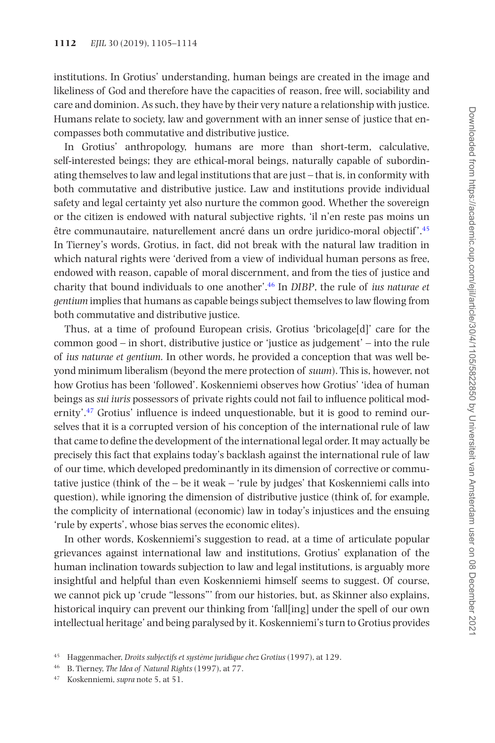institutions. In Grotius' understanding, human beings are created in the image and likeliness of God and therefore have the capacities of reason, free will, sociability and care and dominion. As such, they have by their very nature a relationship with justice. Humans relate to society, law and government with an inner sense of justice that encompasses both commutative and distributive justice.

In Grotius' anthropology, humans are more than short-term, calculative, self-interested beings; they are ethical-moral beings, naturally capable of subordinating themselves to law and legal institutions that are just – that is, in conformity with both commutative and distributive justice. Law and institutions provide individual safety and legal certainty yet also nurture the common good. Whether the sovereign or the citizen is endowed with natural subjective rights, 'il n'en reste pas moins un être communautaire, naturellement ancré dans un ordre juridico-moral objectif'.[45] In Tierney's words, Grotius, in fact, did not break with the natural law tradition in which natural rights were 'derived from a view of individual human persons as free, endowed with reason, capable of moral discernment, and from the ties of justice and charity that bound individuals to one another'.[46] In *DIBP*, the rule of *ius naturae et gentium* implies that humans as capable beings subject themselves to law flowing from both commutative and distributive justice.

Thus, at a time of profound European crisis, Grotius 'bricolage[d]' care for the common good – in short, distributive justice or 'justice as judgement' – into the rule of *ius naturae et gentium.* In other words, he provided a conception that was well beyond minimum liberalism (beyond the mere protection of *suum*). This is, however, not how Grotius has been 'followed'. Koskenniemi observes how Grotius' 'idea of human beings as *sui iuris* possessors of private rights could not fail to influence political modernity'.[47] Grotius' influence is indeed unquestionable, but it is good to remind ourselves that it is a corrupted version of his conception of the international rule of law that came to define the development of the international legal order. It may actually be precisely this fact that explains today's backlash against the international rule of law of our time, which developed predominantly in its dimension of corrective or commutative justice (think of the – be it weak – 'rule by judges' that Koskenniemi calls into question), while ignoring the dimension of distributive justice (think of, for example, the complicity of international (economic) law in today's injustices and the ensuing 'rule by experts', whose bias serves the economic elites).

In other words, Koskenniemi's suggestion to read, at a time of articulate popular grievances against international law and institutions, Grotius' explanation of the human inclination towards subjection to law and legal institutions, is arguably more insightful and helpful than even Koskenniemi himself seems to suggest. Of course, we cannot pick up 'crude "lessons"' from our histories, but, as Skinner also explains, historical inquiry can prevent our thinking from 'fall[ing] under the spell of our own intellectual heritage' and being paralysed by it. Koskenniemi's turn to Grotius provides

[45] Haggenmacher, *Droits subjectifs et système juridique chez Grotius* (1997), at 129.

[46] B. Tierney, *The Idea of Natural Rights* (1997), at 77.

[47] Koskenniemi, *supra* note 5, at 51.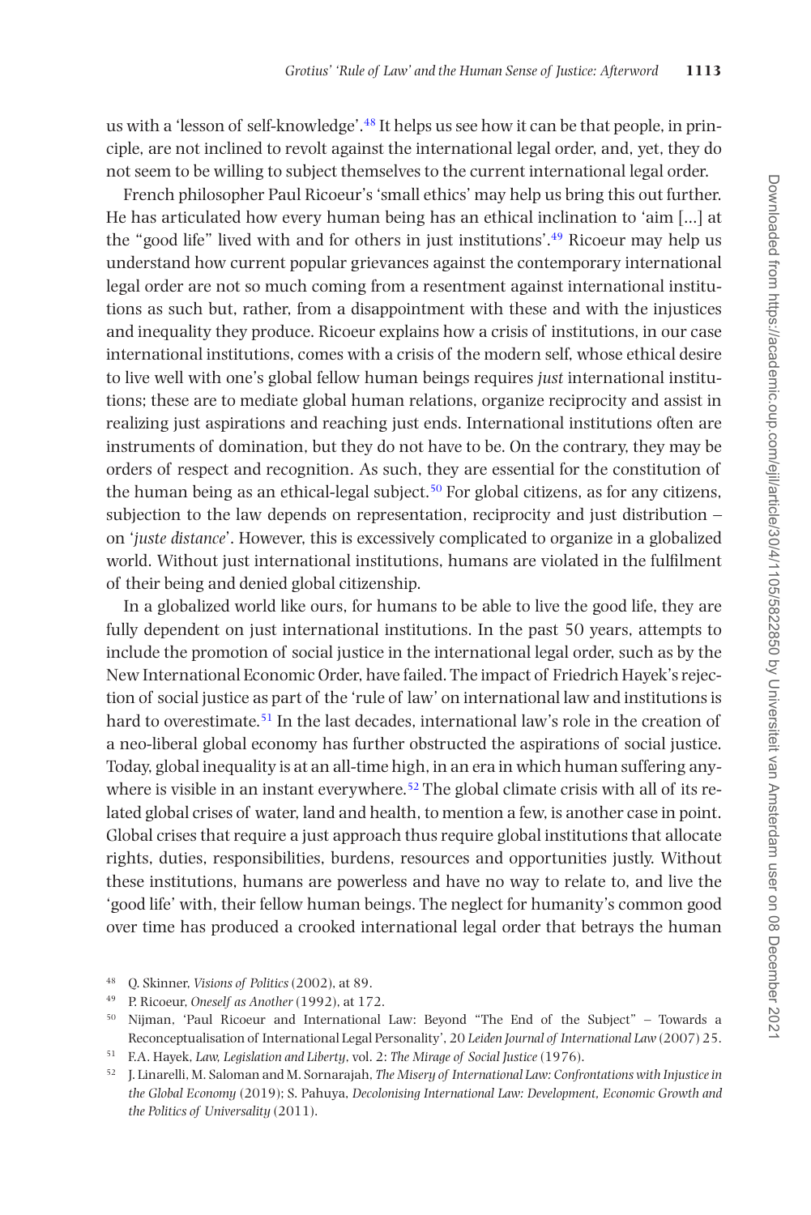us with a 'lesson of self-knowledge'.[48] It helps us see how it can be that people, in principle, are not inclined to revolt against the international legal order, and, yet, they do not seem to be willing to subject themselves to the current international legal order.

French philosopher Paul Ricoeur's 'small ethics' may help us bring this out further. He has articulated how every human being has an ethical inclination to 'aim [...] at the "good life" lived with and for others in just institutions'.[49] Ricoeur may help us understand how current popular grievances against the contemporary international legal order are not so much coming from a resentment against international institutions as such but, rather, from a disappointment with these and with the injustices and inequality they produce. Ricoeur explains how a crisis of institutions, in our case international institutions, comes with a crisis of the modern self, whose ethical desire to live well with one's global fellow human beings requires *just* international institutions; these are to mediate global human relations, organize reciprocity and assist in realizing just aspirations and reaching just ends. International institutions often are instruments of domination, but they do not have to be. On the contrary, they may be orders of respect and recognition. As such, they are essential for the constitution of the human being as an ethical-legal subject.[50] For global citizens, as for any citizens, subjection to the law depends on representation, reciprocity and just distribution – on '*juste distance*'. However, this is excessively complicated to organize in a globalized world. Without just international institutions, humans are violated in the fulfilment of their being and denied global citizenship.

In a globalized world like ours, for humans to be able to live the good life, they are fully dependent on just international institutions. In the past 50 years, attempts to include the promotion of social justice in the international legal order, such as by the New International Economic Order, have failed. The impact of Friedrich Hayek's rejection of social justice as part of the 'rule of law' on international law and institutions is hard to overestimate.[51] In the last decades, international law's role in the creation of a neo-liberal global economy has further obstructed the aspirations of social justice. Today, global inequality is at an all-time high, in an era in which human suffering anywhere is visible in an instant everywhere.[52] The global climate crisis with all of its related global crises of water, land and health, to mention a few, is another case in point. Global crises that require a just approach thus require global institutions that allocate rights, duties, responsibilities, burdens, resources and opportunities justly. Without these institutions, humans are powerless and have no way to relate to, and live the 'good life' with, their fellow human beings. The neglect for humanity's common good over time has produced a crooked international legal order that betrays the human

[48] Q. Skinner, *Visions of Politics* (2002), at 89.

[49] P. Ricoeur, *Oneself as Another* (1992), at 172.

[50] Nijman, 'Paul Ricoeur and International Law: Beyond "The End of the Subject" – Towards a Reconceptualisation of International Legal Personality', 20 *Leiden Journal of International Law* (2007) 25.

[51] F.A. Hayek, *Law, Legislation and Liberty*, vol. 2: *The Mirage of Social Justice* (1976).

[52] J. Linarelli, M. Saloman and M. Sornarajah, *The Misery of International Law: Confrontations with Injustice in the Global Economy* (2019); S. Pahuya, *Decolonising International Law: Development, Economic Growth and the Politics of Universality* (2011).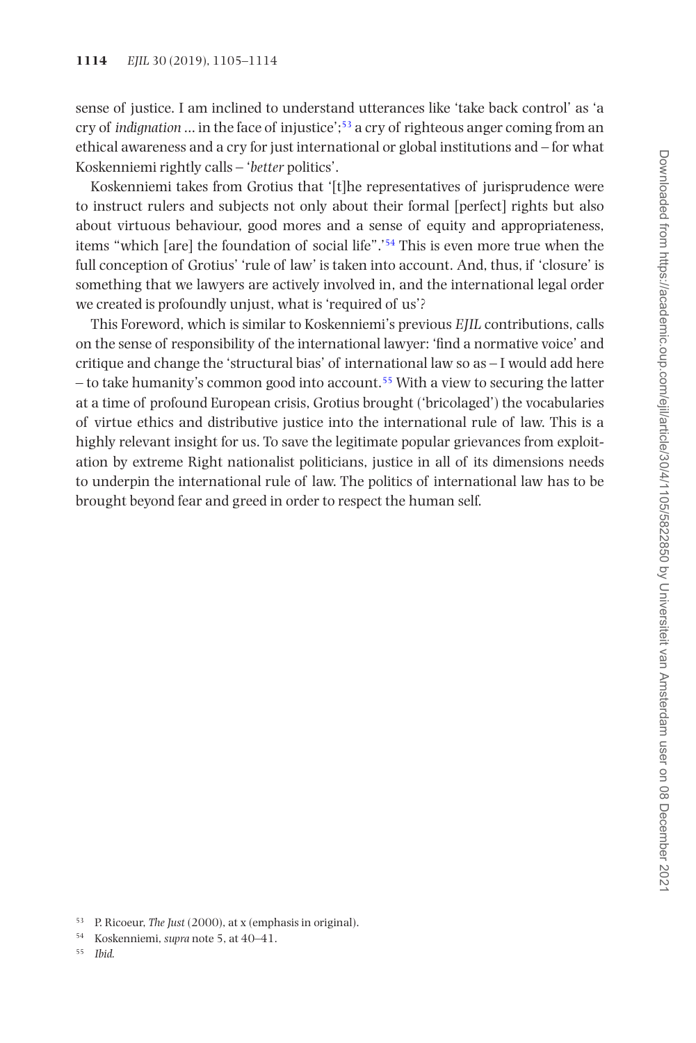sense of justice. I am inclined to understand utterances like 'take back control' as 'a cry of *indignation* … in the face of injustice';[53] a cry of righteous anger coming from an ethical awareness and a cry for just international or global institutions and – for what Koskenniemi rightly calls – '*better* politics'.

Koskenniemi takes from Grotius that '[t]he representatives of jurisprudence were to instruct rulers and subjects not only about their formal [perfect] rights but also about virtuous behaviour, good mores and a sense of equity and appropriateness, items "which [are] the foundation of social life".'[54] This is even more true when the full conception of Grotius' 'rule of law' is taken into account. And, thus, if 'closure' is something that we lawyers are actively involved in, and the international legal order we created is profoundly unjust, what is 'required of us'?

This Foreword, which is similar to Koskenniemi's previous *EJIL* contributions, calls on the sense of responsibility of the international lawyer: 'find a normative voice' and critique and change the 'structural bias' of international law so as – I would add here – to take humanity's common good into account.[55] With a view to securing the latter at a time of profound European crisis, Grotius brought ('bricolaged') the vocabularies of virtue ethics and distributive justice into the international rule of law. This is a highly relevant insight for us. To save the legitimate popular grievances from exploitation by extreme Right nationalist politicians, justice in all of its dimensions needs to underpin the international rule of law. The politics of international law has to be brought beyond fear and greed in order to respect the human self.

[53] P. Ricoeur, *The Just* (2000), at x (emphasis in original).

[54] Koskenniemi, *supra* note 5, at 40–41.

[55] *Ibid.*